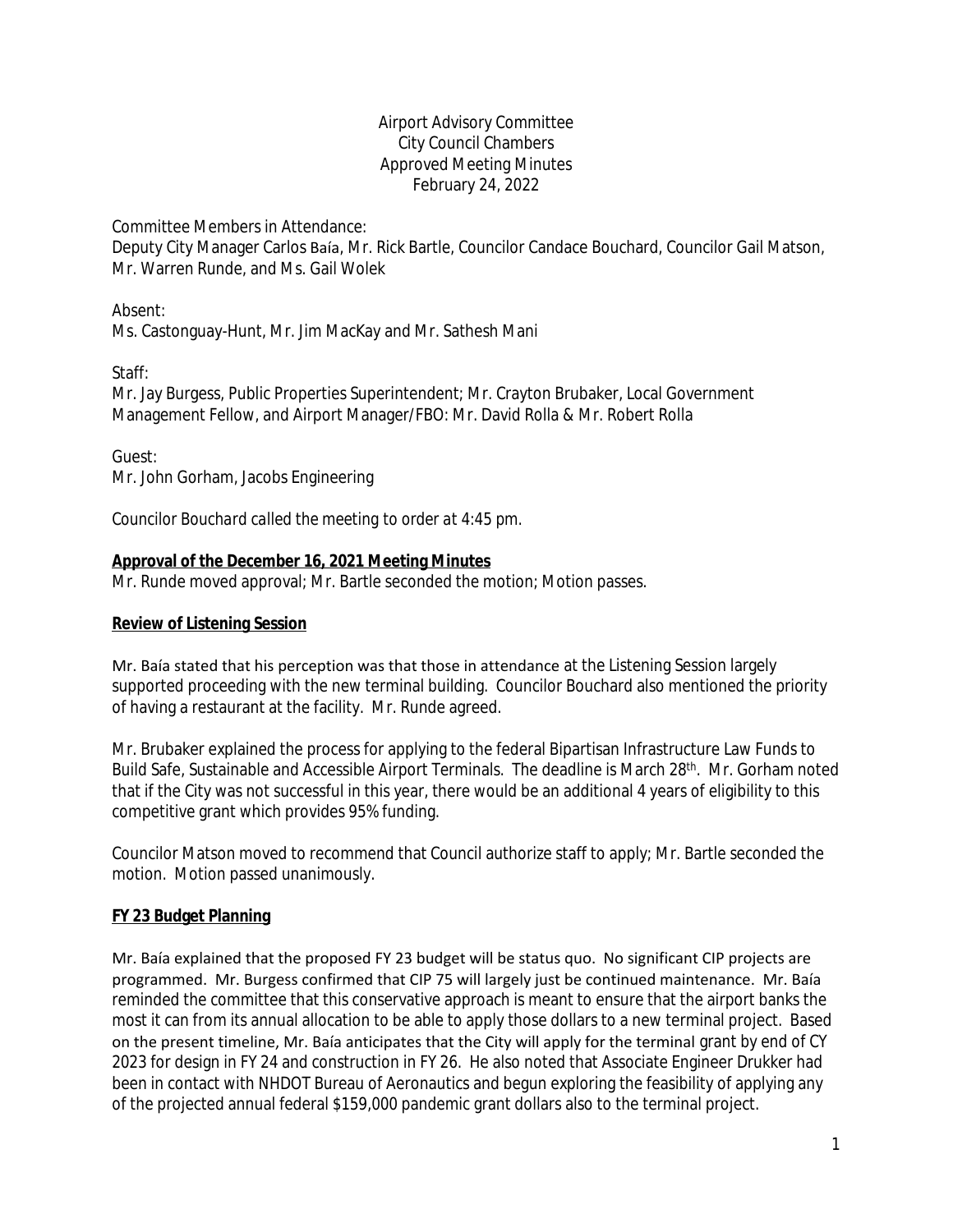Airport Advisory Committee
City Council Chambers
Approved Meeting Minutes
February 24, 2022

Committee Members in Attendance:
Deputy City Manager Carlos Baía, Mr. Rick Bartle, Councilor Candace Bouchard, Councilor Gail Matson, Mr. Warren Runde, and Ms. Gail Wolek

Absent:
Ms. Castonguay-Hunt, Mr. Jim MacKay and Mr. Sathesh Mani

Staff:
Mr. Jay Burgess, Public Properties Superintendent; Mr. Crayton Brubaker, Local Government Management Fellow, and Airport Manager/FBO: Mr. David Rolla & Mr. Robert Rolla

Guest:
Mr. John Gorham, Jacobs Engineering

Councilor Bouchard called the meeting to order at 4:45 pm.

**Approval of the December 16, 2021 Meeting Minutes**

Mr. Runde moved approval; Mr. Bartle seconded the motion; Motion passes.

**Review of Listening Session**

Mr. Baía stated that his perception was that those in attendance at the Listening Session largely supported proceeding with the new terminal building. Councilor Bouchard also mentioned the priority of having a restaurant at the facility. Mr. Runde agreed.

Mr. Brubaker explained the process for applying to the federal Bipartisan Infrastructure Law Funds to Build Safe, Sustainable and Accessible Airport Terminals. The deadline is March 28th. Mr. Gorham noted that if the City was not successful in this year, there would be an additional 4 years of eligibility to this competitive grant which provides 95% funding.

Councilor Matson moved to recommend that Council authorize staff to apply; Mr. Bartle seconded the motion. Motion passed unanimously.

**FY 23 Budget Planning**

Mr. Baía explained that the proposed FY 23 budget will be status quo. No significant CIP projects are programmed. Mr. Burgess confirmed that CIP 75 will largely just be continued maintenance. Mr. Baía reminded the committee that this conservative approach is meant to ensure that the airport banks the most it can from its annual allocation to be able to apply those dollars to a new terminal project. Based on the present timeline, Mr. Baía anticipates that the City will apply for the terminal grant by end of CY 2023 for design in FY 24 and construction in FY 26. He also noted that Associate Engineer Drukker had been in contact with NHDOT Bureau of Aeronautics and begun exploring the feasibility of applying any of the projected annual federal $159,000 pandemic grant dollars also to the terminal project.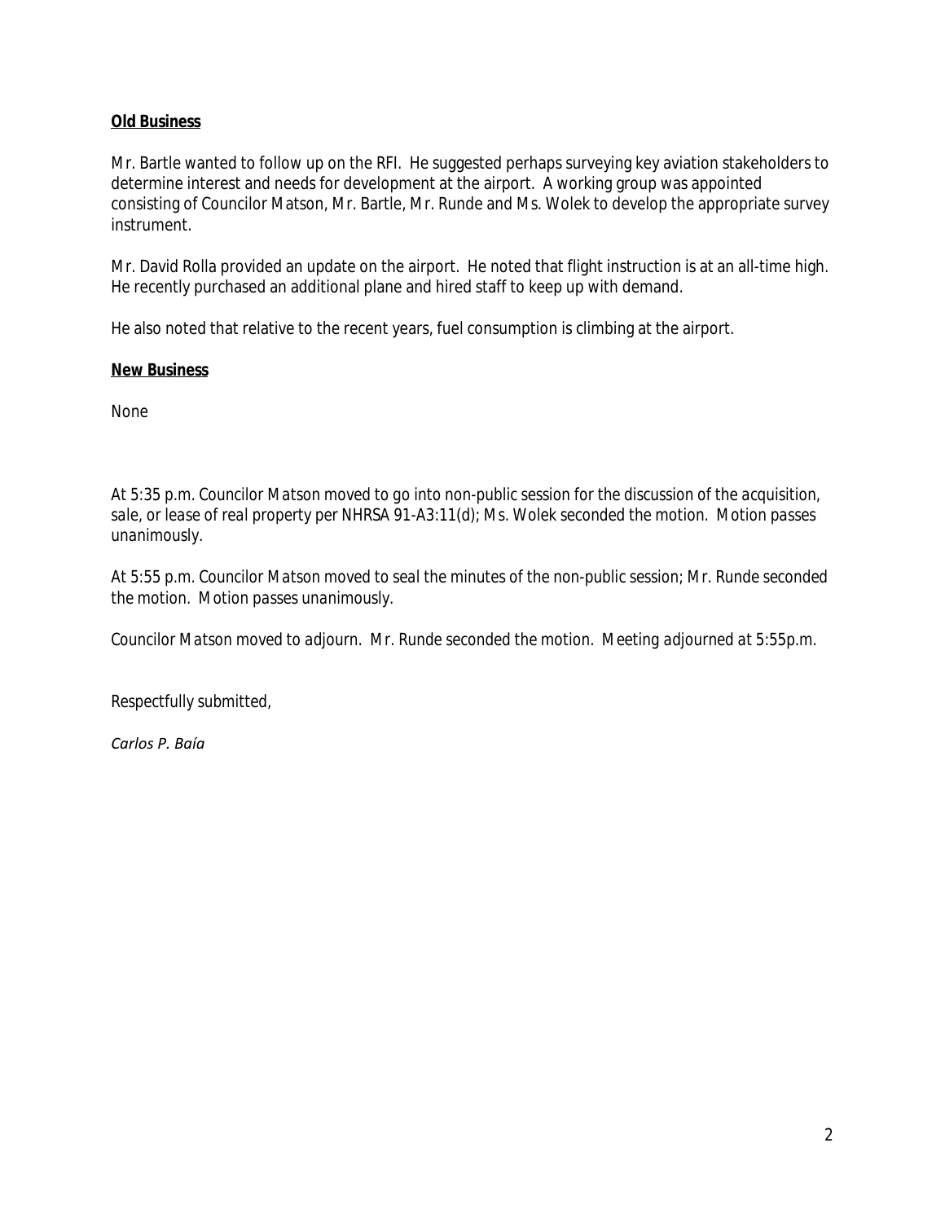**Old Business**

Mr. Bartle wanted to follow up on the RFI. He suggested perhaps surveying key aviation stakeholders to determine interest and needs for development at the airport. A working group was appointed consisting of Councilor Matson, Mr. Bartle, Mr. Runde and Ms. Wolek to develop the appropriate survey instrument.

Mr. David Rolla provided an update on the airport. He noted that flight instruction is at an all-time high. He recently purchased an additional plane and hired staff to keep up with demand.

He also noted that relative to the recent years, fuel consumption is climbing at the airport.

**New Business**

None

At 5:35 p.m. Councilor Matson moved to go into non-public session for the discussion of the acquisition, sale, or lease of real property per NHRSA 91-A3:11(d); Ms. Wolek seconded the motion. Motion passes unanimously.

At 5:55 p.m. Councilor Matson moved to seal the minutes of the non-public session; Mr. Runde seconded the motion. Motion passes unanimously.

Councilor Matson moved to adjourn. Mr. Runde seconded the motion. Meeting adjourned at 5:55p.m.

Respectfully submitted,

*Carlos P. Baía*